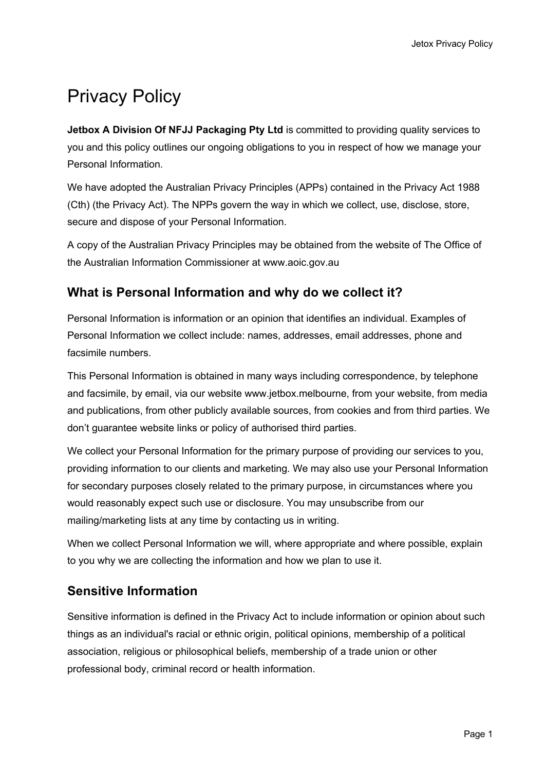# Privacy Policy

**Jetbox A Division Of NFJJ Packaging Pty Ltd** is committed to providing quality services to you and this policy outlines our ongoing obligations to you in respect of how we manage your Personal Information.

We have adopted the Australian Privacy Principles (APPs) contained in the Privacy Act 1988 (Cth) (the Privacy Act). The NPPs govern the way in which we collect, use, disclose, store, secure and dispose of your Personal Information.

A copy of the Australian Privacy Principles may be obtained from the website of The Office of the Australian Information Commissioner at www.aoic.gov.au

## What is Personal Information and why do we collect it?

Personal Information is information or an opinion that identifies an individual. Examples of Personal Information we collect include: names, addresses, email addresses, phone and facsimile numbers.

This Personal Information is obtained in many ways including correspondence, by telephone and facsimile, by email, via our website www.jetbox.melbourne, from your website, from media and publications, from other publicly available sources, from cookies and from third parties. We don't guarantee website links or policy of authorised third parties.

We collect your Personal Information for the primary purpose of providing our services to you, providing information to our clients and marketing. We may also use your Personal Information for secondary purposes closely related to the primary purpose, in circumstances where you would reasonably expect such use or disclosure. You may unsubscribe from our mailing/marketing lists at any time by contacting us in writing.

When we collect Personal Information we will, where appropriate and where possible, explain to you why we are collecting the information and how we plan to use it.

## Sensitive Information

Sensitive information is defined in the Privacy Act to include information or opinion about such things as an individual's racial or ethnic origin, political opinions, membership of a political association, religious or philosophical beliefs, membership of a trade union or other professional body, criminal record or health information.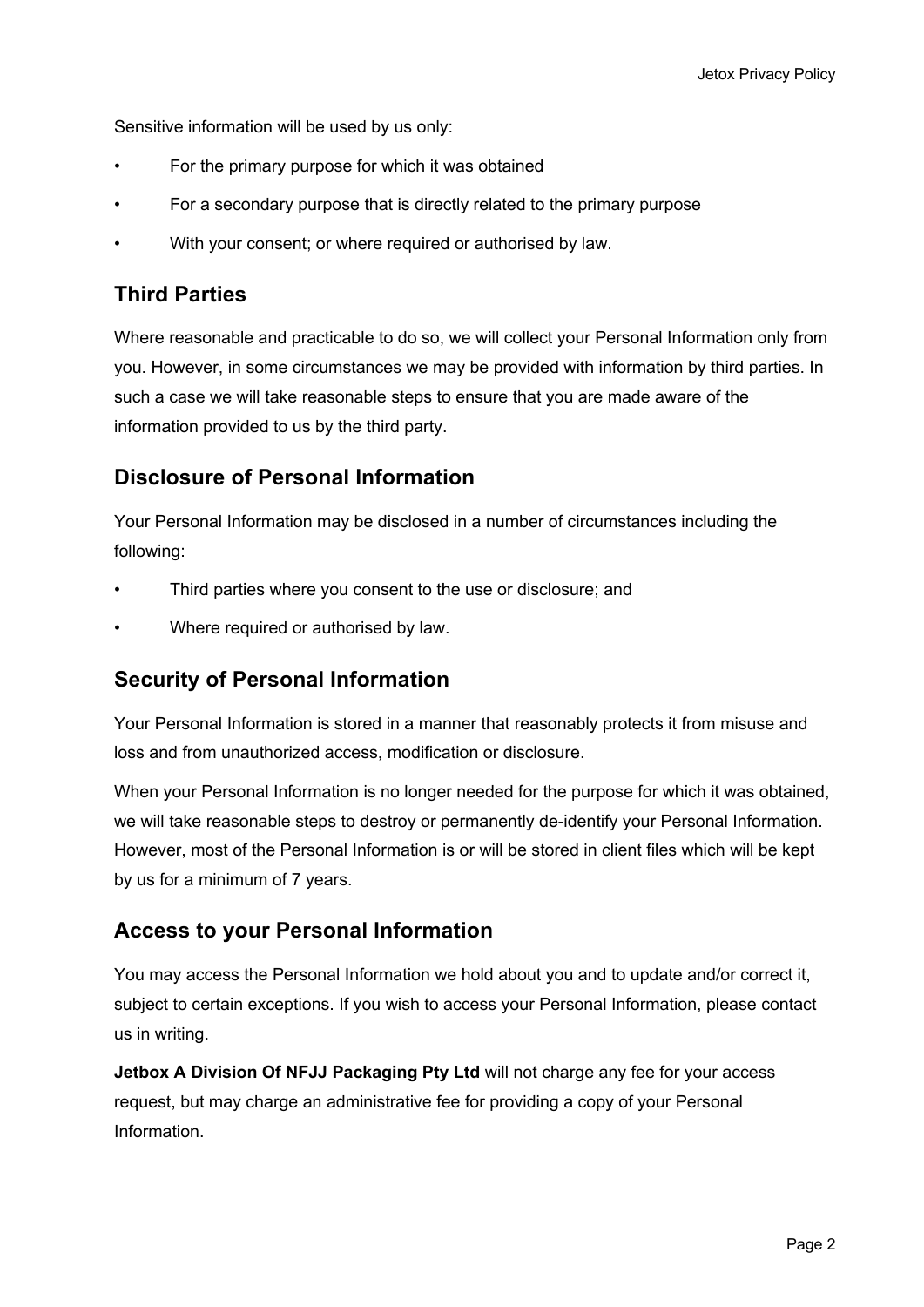Sensitive information will be used by us only:

- For the primary purpose for which it was obtained
- For a secondary purpose that is directly related to the primary purpose
- With your consent; or where required or authorised by law.

## Third Parties

Where reasonable and practicable to do so, we will collect your Personal Information only from you. However, in some circumstances we may be provided with information by third parties. In such a case we will take reasonable steps to ensure that you are made aware of the information provided to us by the third party.

## Disclosure of Personal Information

Your Personal Information may be disclosed in a number of circumstances including the following:

- Third parties where you consent to the use or disclosure; and
- Where required or authorised by law.

## Security of Personal Information

Your Personal Information is stored in a manner that reasonably protects it from misuse and loss and from unauthorized access, modification or disclosure.

When your Personal Information is no longer needed for the purpose for which it was obtained, we will take reasonable steps to destroy or permanently de-identify your Personal Information. However, most of the Personal Information is or will be stored in client files which will be kept by us for a minimum of 7 years.

## Access to your Personal Information

You may access the Personal Information we hold about you and to update and/or correct it, subject to certain exceptions. If you wish to access your Personal Information, please contact us in writing.

**Jetbox A Division Of NFJJ Packaging Pty Ltd** will not charge any fee for your access request, but may charge an administrative fee for providing a copy of your Personal Information.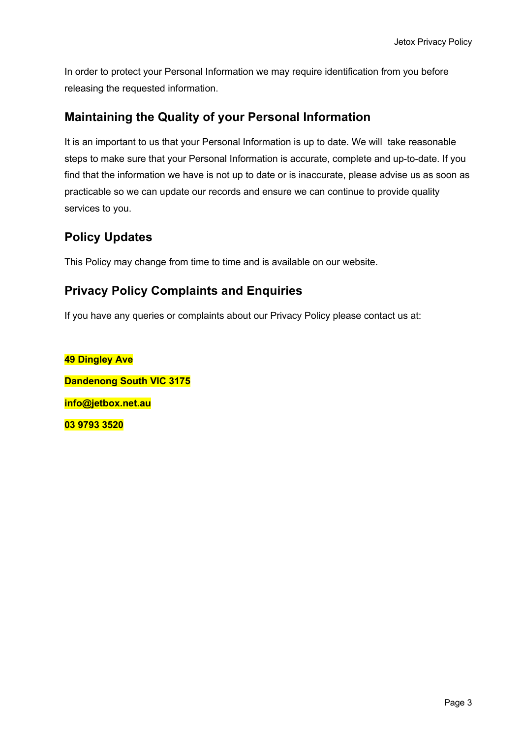In order to protect your Personal Information we may require identification from you before releasing the requested information.

## Maintaining the Quality of your Personal Information

It is an important to us that your Personal Information is up to date. We will take reasonable steps to make sure that your Personal Information is accurate, complete and up-to-date. If you find that the information we have is not up to date or is inaccurate, please advise us as soon as practicable so we can update our records and ensure we can continue to provide quality services to you.

## Policy Updates

This Policy may change from time to time and is available on our website.

## Privacy Policy Complaints and Enquiries

If you have any queries or complaints about our Privacy Policy please contact us at:

**49 Dingley Ave**

**Dandenong South VIC 3175**

**info@jetbox.net.au**

**03 9793 3520**